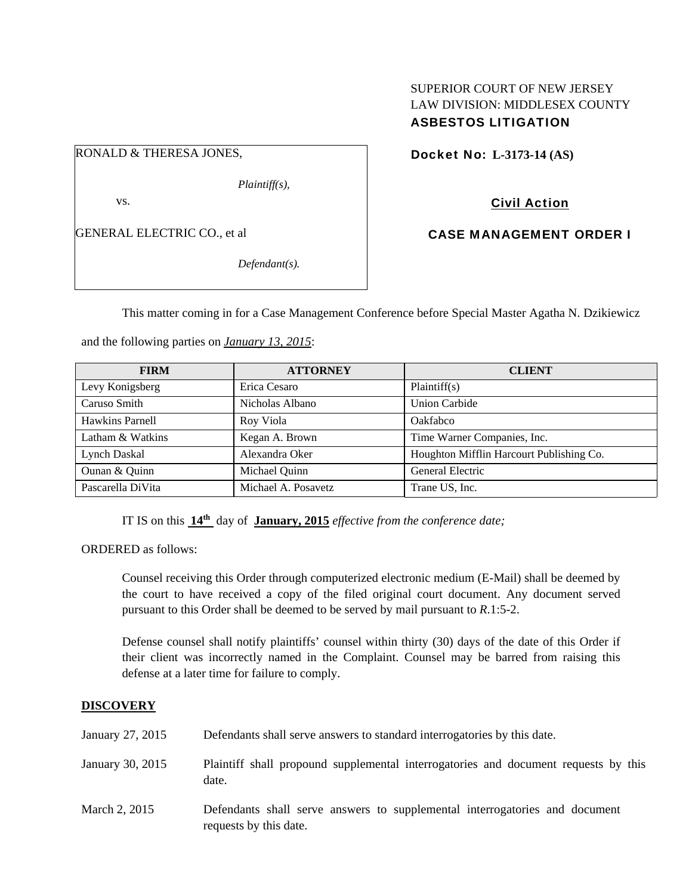SUPERIOR COURT OF NEW JERSEY
LAW DIVISION: MIDDLESEX COUNTY
**ASBESTOS LITIGATION**

RONALD & THERESA JONES,

*Plaintiff(s),*

vs.

GENERAL ELECTRIC CO., et al

*Defendant(s).*

**Docket No: L-3173-14 (AS)**

**Civil Action**

**CASE MANAGEMENT ORDER I**

This matter coming in for a Case Management Conference before Special Master Agatha N. Dzikiewicz and the following parties on ***January 13, 2015***:

| FIRM | ATTORNEY | CLIENT |
|---|---|---|
| Levy Konigsberg | Erica Cesaro | Plaintiff(s) |
| Caruso Smith | Nicholas Albano | Union Carbide |
| Hawkins Parnell | Roy Viola | Oakfabco |
| Latham & Watkins | Kegan A. Brown | Time Warner Companies, Inc. |
| Lynch Daskal | Alexandra Oker | Houghton Mifflin Harcourt Publishing Co. |
| Ounan & Quinn | Michael Quinn | General Electric |
| Pascarella DiVita | Michael A. Posavetz | Trane US, Inc. |

IT IS on this **14th** day of **January, 2015** *effective from the conference date;*

ORDERED as follows:

Counsel receiving this Order through computerized electronic medium (E-Mail) shall be deemed by the court to have received a copy of the filed original court document. Any document served pursuant to this Order shall be deemed to be served by mail pursuant to *R*.1:5-2.

Defense counsel shall notify plaintiffs' counsel within thirty (30) days of the date of this Order if their client was incorrectly named in the Complaint. Counsel may be barred from raising this defense at a later time for failure to comply.

**DISCOVERY**

January 27, 2015 — Defendants shall serve answers to standard interrogatories by this date.

January 30, 2015 — Plaintiff shall propound supplemental interrogatories and document requests by this date.

March 2, 2015 — Defendants shall serve answers to supplemental interrogatories and document requests by this date.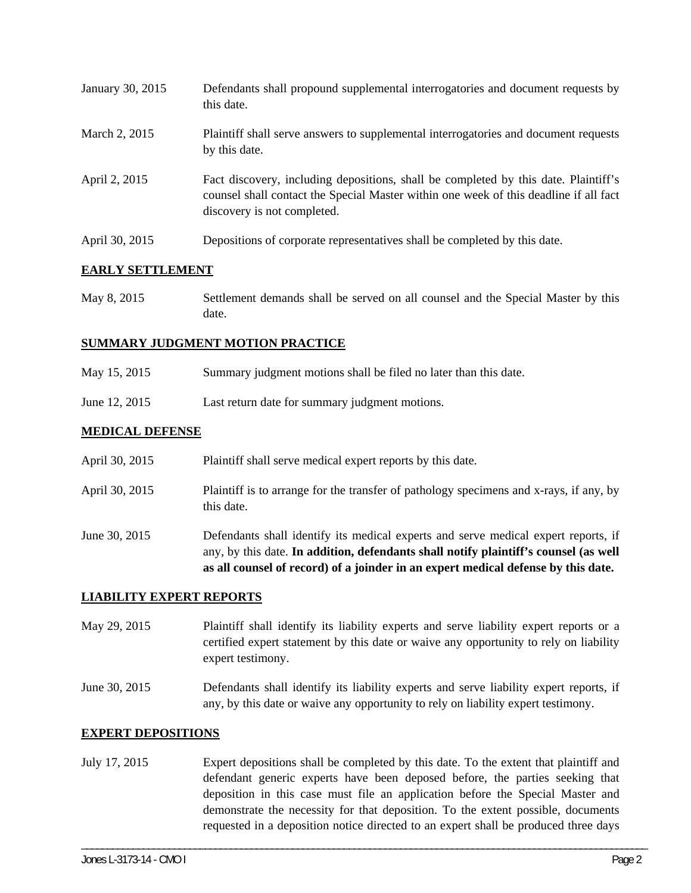| | |
|---|---|
| January 30, 2015 | Defendants shall propound supplemental interrogatories and document requests by this date. |
| March 2, 2015 | Plaintiff shall serve answers to supplemental interrogatories and document requests by this date. |
| April 2, 2015 | Fact discovery, including depositions, shall be completed by this date. Plaintiff's counsel shall contact the Special Master within one week of this deadline if all fact discovery is not completed. |
| April 30, 2015 | Depositions of corporate representatives shall be completed by this date. |

**EARLY SETTLEMENT**

| | |
|---|---|
| May 8, 2015 | Settlement demands shall be served on all counsel and the Special Master by this date. |

**SUMMARY JUDGMENT MOTION PRACTICE**

| | |
|---|---|
| May 15, 2015 | Summary judgment motions shall be filed no later than this date. |
| June 12, 2015 | Last return date for summary judgment motions. |

**MEDICAL DEFENSE**

| | |
|---|---|
| April 30, 2015 | Plaintiff shall serve medical expert reports by this date. |
| April 30, 2015 | Plaintiff is to arrange for the transfer of pathology specimens and x-rays, if any, by this date. |
| June 30, 2015 | Defendants shall identify its medical experts and serve medical expert reports, if any, by this date. **In addition, defendants shall notify plaintiff's counsel (as well as all counsel of record) of a joinder in an expert medical defense by this date.** |

**LIABILITY EXPERT REPORTS**

| | |
|---|---|
| May 29, 2015 | Plaintiff shall identify its liability experts and serve liability expert reports or a certified expert statement by this date or waive any opportunity to rely on liability expert testimony. |
| June 30, 2015 | Defendants shall identify its liability experts and serve liability expert reports, if any, by this date or waive any opportunity to rely on liability expert testimony. |

**EXPERT DEPOSITIONS**

| | |
|---|---|
| July 17, 2015 | Expert depositions shall be completed by this date. To the extent that plaintiff and defendant generic experts have been deposed before, the parties seeking that deposition in this case must file an application before the Special Master and demonstrate the necessity for that deposition. To the extent possible, documents requested in a deposition notice directed to an expert shall be produced three days |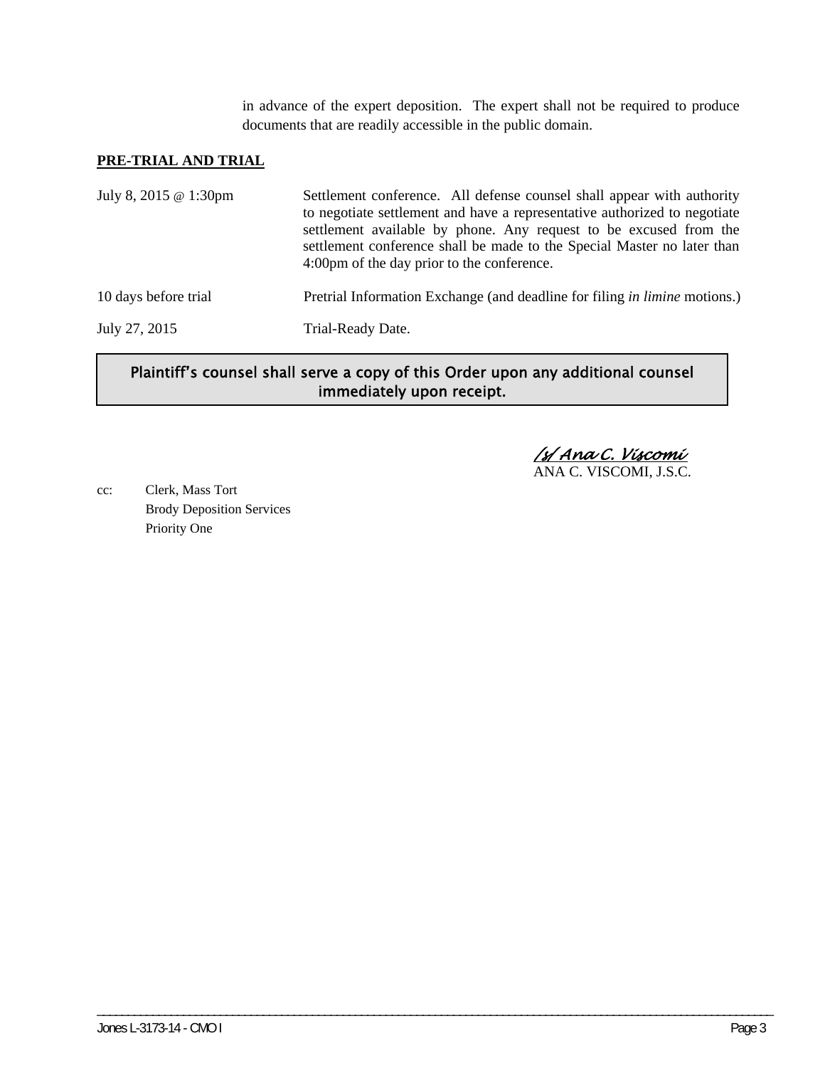in advance of the expert deposition. The expert shall not be required to produce documents that are readily accessible in the public domain.

**PRE-TRIAL AND TRIAL**

| | |
|---|---|
| July 8, 2015 @ 1:30pm | Settlement conference. All defense counsel shall appear with authority to negotiate settlement and have a representative authorized to negotiate settlement available by phone. Any request to be excused from the settlement conference shall be made to the Special Master no later than 4:00pm of the day prior to the conference. |
| 10 days before trial | Pretrial Information Exchange (and deadline for filing *in limine* motions.) |
| July 27, 2015 | Trial-Ready Date. |

**Plaintiff's counsel shall serve a copy of this Order upon any additional counsel immediately upon receipt.**

*/s/ Ana C. Viscomi*
ANA C. VISCOMI, J.S.C.

cc: Clerk, Mass Tort
Brody Deposition Services
Priority One